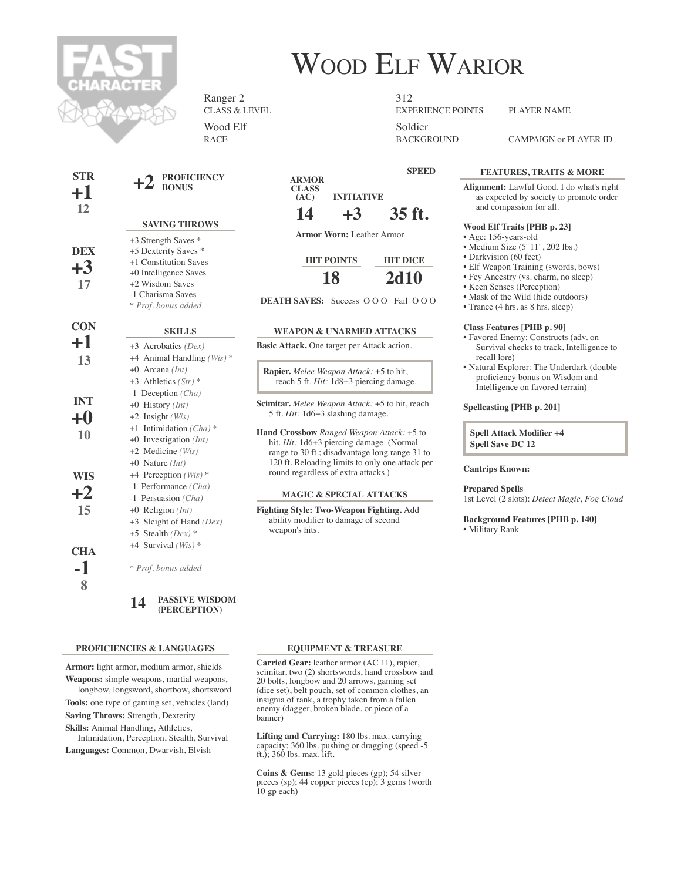# Wood Elf Warior

FAST CHARACTER

| | | |
|---|---|---|
| Ranger 2 | 312 | |
| CLASS & LEVEL | EXPERIENCE POINTS | PLAYER NAME |
| Wood Elf | Soldier | |
| RACE | BACKGROUND | CAMPAIGN or PLAYER ID |

**STR** +1 (12)

**DEX** +3 (17)

**CON** +1 (13)

**INT** +0 (10)

**WIS** +2 (15)

**CHA** -1 (8)

**+2 PROFICIENCY BONUS**

### SAVING THROWS

- +3 Strength Saves *
- +5 Dexterity Saves *
- +1 Constitution Saves
- +0 Intelligence Saves
- +2 Wisdom Saves
- -1 Charisma Saves

*\* Prof. bonus added*

### SKILLS

- +3 Acrobatics *(Dex)*
- +4 Animal Handling *(Wis)* *
- +0 Arcana *(Int)*
- +3 Athletics *(Str)* *
- -1 Deception *(Cha)*
- +0 History *(Int)*
- +2 Insight *(Wis)*
- +1 Intimidation *(Cha)* *
- +0 Investigation *(Int)*
- +2 Medicine *(Wis)*
- +0 Nature *(Int)*
- +4 Perception *(Wis)* *
- -1 Performance *(Cha)*
- -1 Persuasion *(Cha)*
- +0 Religion *(Int)*
- +3 Sleight of Hand *(Dex)*
- +5 Stealth *(Dex)* *
- +4 Survival *(Wis)* *

*\* Prof. bonus added*

**14 PASSIVE WISDOM (PERCEPTION)**

| ARMOR CLASS (AC) | INITIATIVE | SPEED |
|---|---|---|
| 14 | +3 | 35 ft. |

**Armor Worn:** Leather Armor

| HIT POINTS | HIT DICE |
|---|---|
| 18 | 2d10 |

**DEATH SAVES:** Success O O O Fail O O O

### WEAPON & UNARMED ATTACKS

**Basic Attack.** One target per Attack action.

**Rapier.** *Melee Weapon Attack:* +5 to hit, reach 5 ft. *Hit:* 1d8+3 piercing damage.

**Scimitar.** *Melee Weapon Attack:* +5 to hit, reach 5 ft. *Hit:* 1d6+3 slashing damage.

**Hand Crossbow** *Ranged Weapon Attack:* +5 to hit. *Hit:* 1d6+3 piercing damage. (Normal range to 30 ft.; disadvantage long range 31 to 120 ft. Reloading limits to only one attack per round regardless of extra attacks.)

### MAGIC & SPECIAL ATTACKS

**Fighting Style: Two-Weapon Fighting.** Add ability modifier to damage of second weapon's hits.

### FEATURES, TRAITS & MORE

**Alignment:** Lawful Good. I do what's right as expected by society to promote order and compassion for all.

**Wood Elf Traits [PHB p. 23]**
- Age: 156-years-old
- Medium Size (5' 11", 202 lbs.)
- Darkvision (60 feet)
- Elf Weapon Training (swords, bows)
- Fey Ancestry (vs. charm, no sleep)
- Keen Senses (Perception)
- Mask of the Wild (hide outdoors)
- Trance (4 hrs. as 8 hrs. sleep)

**Class Features [PHB p. 90]**
- Favored Enemy: Constructs (adv. on Survival checks to track, Intelligence to recall lore)
- Natural Explorer: The Underdark (double proficiency bonus on Wisdom and Intelligence on favored terrain)

**Spellcasting [PHB p. 201]**

**Spell Attack Modifier +4**
**Spell Save DC 12**

**Cantrips Known:**

**Prepared Spells**
1st Level (2 slots): *Detect Magic, Fog Cloud*

**Background Features [PHB p. 140]**
- Military Rank

### PROFICIENCIES & LANGUAGES

**Armor:** light armor, medium armor, shields

**Weapons:** simple weapons, martial weapons, longbow, longsword, shortbow, shortsword

**Tools:** one type of gaming set, vehicles (land)

**Saving Throws:** Strength, Dexterity

**Skills:** Animal Handling, Athletics, Intimidation, Perception, Stealth, Survival

**Languages:** Common, Dwarvish, Elvish

### EQUIPMENT & TREASURE

**Carried Gear:** leather armor (AC 11), rapier, scimitar, two (2) shortswords, hand crossbow and 20 bolts, longbow and 20 arrows, gaming set (dice set), belt pouch, set of common clothes, an insignia of rank, a trophy taken from a fallen enemy (dagger, broken blade, or piece of a banner)

**Lifting and Carrying:** 180 lbs. max. carrying capacity; 360 lbs. pushing or dragging (speed -5 ft.); 360 lbs. max. lift.

**Coins & Gems:** 13 gold pieces (gp); 54 silver pieces (sp); 44 copper pieces (cp); 3 gems (worth 10 gp each)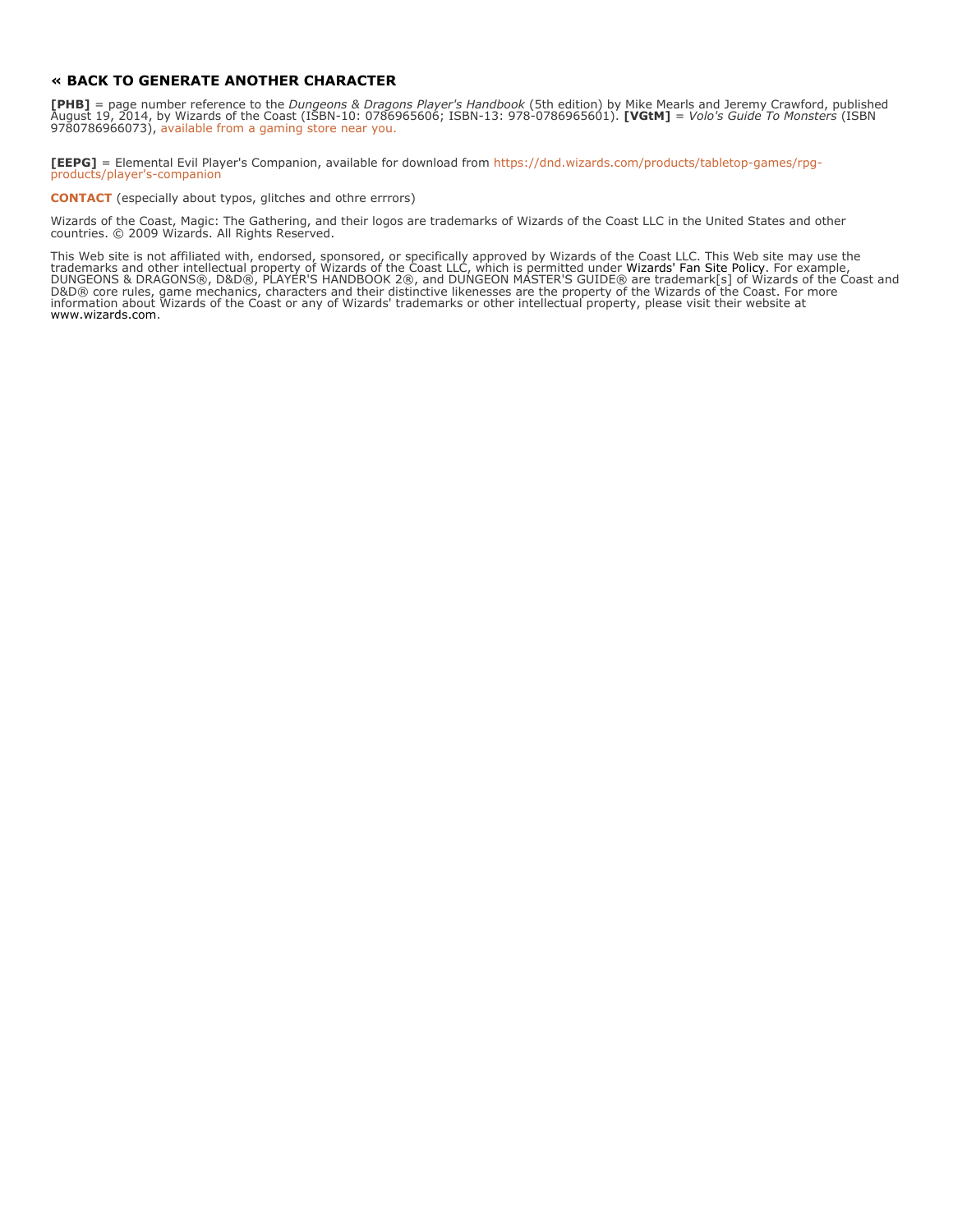**« BACK TO GENERATE ANOTHER CHARACTER**

**[PHB]** = page number reference to the *Dungeons & Dragons Player's Handbook* (5th edition) by Mike Mearls and Jeremy Crawford, published August 19, 2014, by Wizards of the Coast (ISBN-10: 0786965606; ISBN-13: 978-0786965601). **[VGtM]** = *Volo's Guide To Monsters* (ISBN 9780786966073), available from a gaming store near you.

**[EEPG]** = Elemental Evil Player's Companion, available for download from https://dnd.wizards.com/products/tabletop-games/rpg-products/player's-companion

**CONTACT** (especially about typos, glitches and othre errrors)

Wizards of the Coast, Magic: The Gathering, and their logos are trademarks of Wizards of the Coast LLC in the United States and other countries. © 2009 Wizards. All Rights Reserved.

This Web site is not affiliated with, endorsed, sponsored, or specifically approved by Wizards of the Coast LLC. This Web site may use the trademarks and other intellectual property of Wizards of the Coast LLC, which is permitted under Wizards' Fan Site Policy. For example, DUNGEONS & DRAGONS®, D&D®, PLAYER'S HANDBOOK 2®, and DUNGEON MASTER'S GUIDE® are trademark[s] of Wizards of the Coast and D&D® core rules, game mechanics, characters and their distinctive likenesses are the property of the Wizards of the Coast. For more information about Wizards of the Coast or any of Wizards' trademarks or other intellectual property, please visit their website at www.wizards.com.